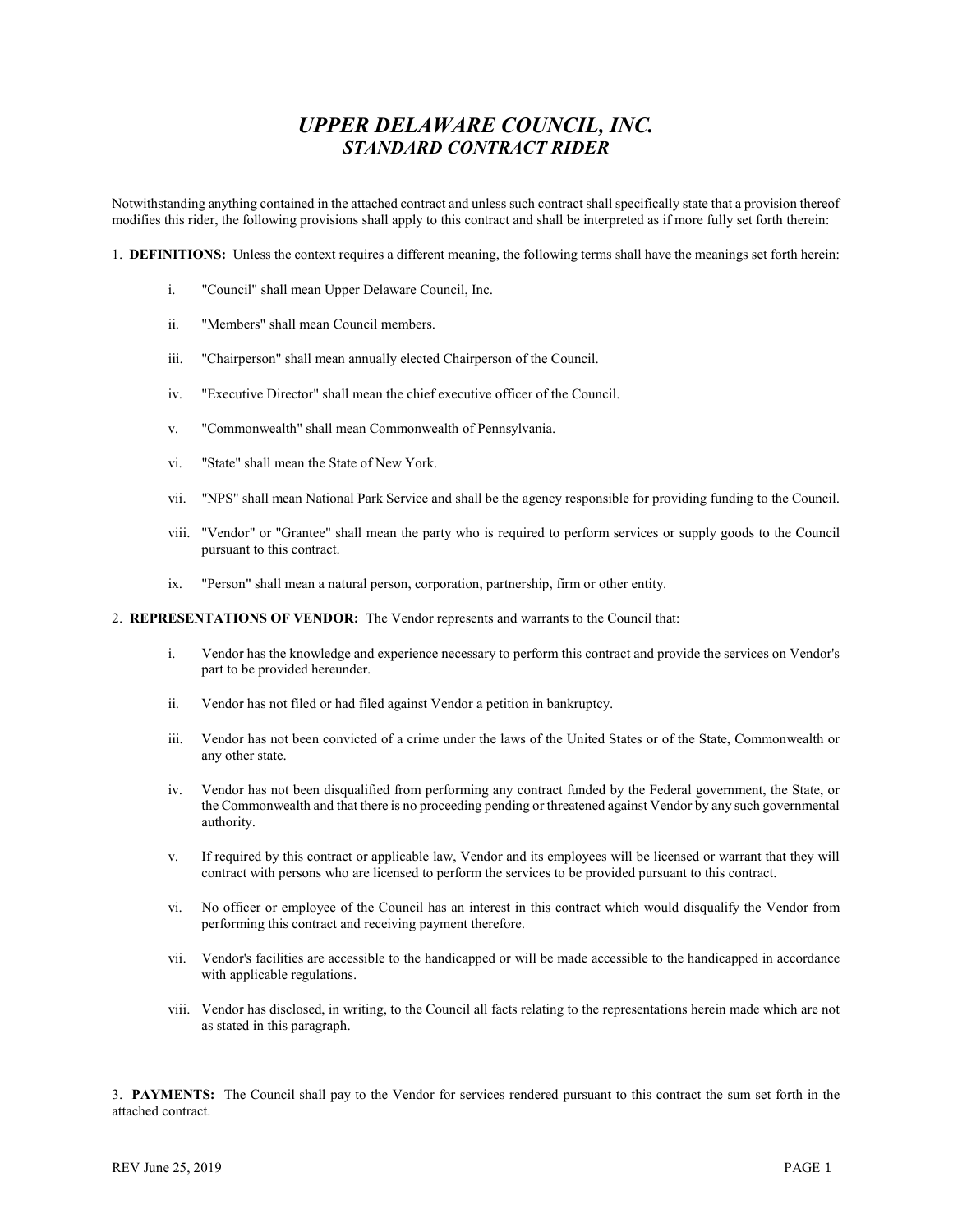# *UPPER DELAWARE COUNCIL, INC.*
## *STANDARD CONTRACT RIDER*

Notwithstanding anything contained in the attached contract and unless such contract shall specifically state that a provision thereof modifies this rider, the following provisions shall apply to this contract and shall be interpreted as if more fully set forth therein:

1. **DEFINITIONS:** Unless the context requires a different meaning, the following terms shall have the meanings set forth herein:

   i. "Council" shall mean Upper Delaware Council, Inc.

   ii. "Members" shall mean Council members.

   iii. "Chairperson" shall mean annually elected Chairperson of the Council.

   iv. "Executive Director" shall mean the chief executive officer of the Council.

   v. "Commonwealth" shall mean Commonwealth of Pennsylvania.

   vi. "State" shall mean the State of New York.

   vii. "NPS" shall mean National Park Service and shall be the agency responsible for providing funding to the Council.

   viii. "Vendor" or "Grantee" shall mean the party who is required to perform services or supply goods to the Council pursuant to this contract.

   ix. "Person" shall mean a natural person, corporation, partnership, firm or other entity.

2. **REPRESENTATIONS OF VENDOR:** The Vendor represents and warrants to the Council that:

   i. Vendor has the knowledge and experience necessary to perform this contract and provide the services on Vendor's part to be provided hereunder.

   ii. Vendor has not filed or had filed against Vendor a petition in bankruptcy.

   iii. Vendor has not been convicted of a crime under the laws of the United States or of the State, Commonwealth or any other state.

   iv. Vendor has not been disqualified from performing any contract funded by the Federal government, the State, or the Commonwealth and that there is no proceeding pending or threatened against Vendor by any such governmental authority.

   v. If required by this contract or applicable law, Vendor and its employees will be licensed or warrant that they will contract with persons who are licensed to perform the services to be provided pursuant to this contract.

   vi. No officer or employee of the Council has an interest in this contract which would disqualify the Vendor from performing this contract and receiving payment therefore.

   vii. Vendor's facilities are accessible to the handicapped or will be made accessible to the handicapped in accordance with applicable regulations.

   viii. Vendor has disclosed, in writing, to the Council all facts relating to the representations herein made which are not as stated in this paragraph.

3. **PAYMENTS:** The Council shall pay to the Vendor for services rendered pursuant to this contract the sum set forth in the attached contract.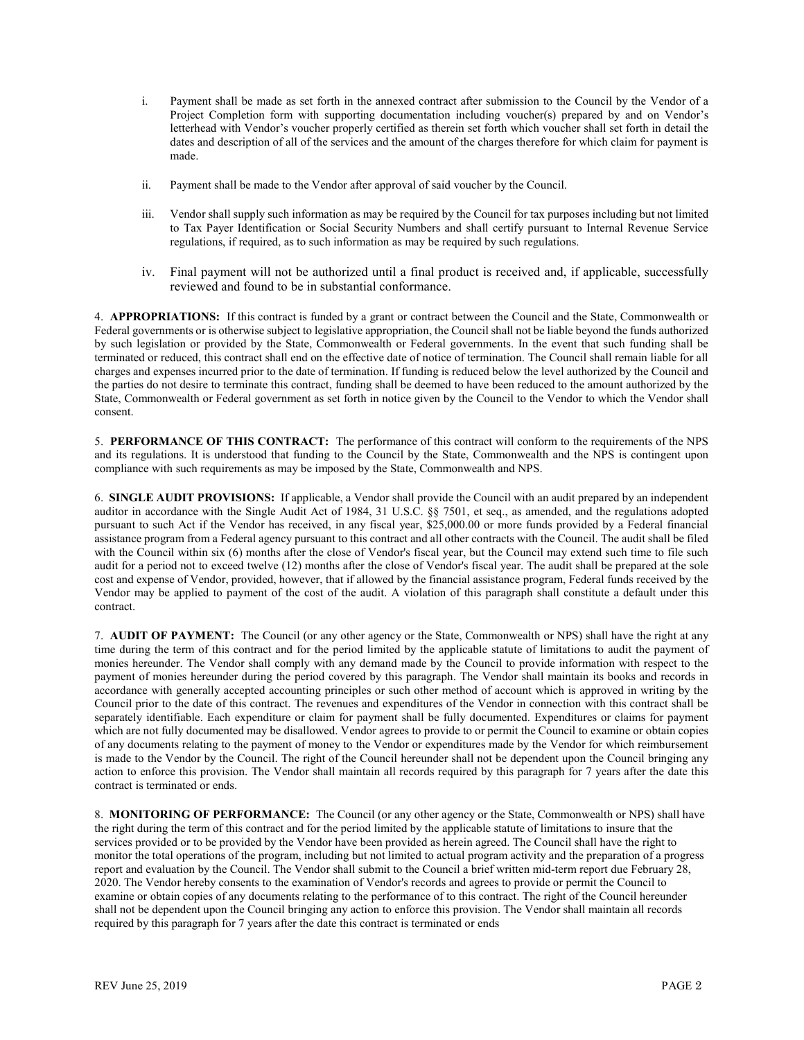i. Payment shall be made as set forth in the annexed contract after submission to the Council by the Vendor of a Project Completion form with supporting documentation including voucher(s) prepared by and on Vendor's letterhead with Vendor's voucher properly certified as therein set forth which voucher shall set forth in detail the dates and description of all of the services and the amount of the charges therefore for which claim for payment is made.

ii. Payment shall be made to the Vendor after approval of said voucher by the Council.

iii. Vendor shall supply such information as may be required by the Council for tax purposes including but not limited to Tax Payer Identification or Social Security Numbers and shall certify pursuant to Internal Revenue Service regulations, if required, as to such information as may be required by such regulations.

iv. Final payment will not be authorized until a final product is received and, if applicable, successfully reviewed and found to be in substantial conformance.

4. **APPROPRIATIONS:** If this contract is funded by a grant or contract between the Council and the State, Commonwealth or Federal governments or is otherwise subject to legislative appropriation, the Council shall not be liable beyond the funds authorized by such legislation or provided by the State, Commonwealth or Federal governments. In the event that such funding shall be terminated or reduced, this contract shall end on the effective date of notice of termination. The Council shall remain liable for all charges and expenses incurred prior to the date of termination. If funding is reduced below the level authorized by the Council and the parties do not desire to terminate this contract, funding shall be deemed to have been reduced to the amount authorized by the State, Commonwealth or Federal government as set forth in notice given by the Council to the Vendor to which the Vendor shall consent.

5. **PERFORMANCE OF THIS CONTRACT:** The performance of this contract will conform to the requirements of the NPS and its regulations. It is understood that funding to the Council by the State, Commonwealth and the NPS is contingent upon compliance with such requirements as may be imposed by the State, Commonwealth and NPS.

6. **SINGLE AUDIT PROVISIONS:** If applicable, a Vendor shall provide the Council with an audit prepared by an independent auditor in accordance with the Single Audit Act of 1984, 31 U.S.C. §§ 7501, et seq., as amended, and the regulations adopted pursuant to such Act if the Vendor has received, in any fiscal year, $25,000.00 or more funds provided by a Federal financial assistance program from a Federal agency pursuant to this contract and all other contracts with the Council. The audit shall be filed with the Council within six (6) months after the close of Vendor's fiscal year, but the Council may extend such time to file such audit for a period not to exceed twelve (12) months after the close of Vendor's fiscal year. The audit shall be prepared at the sole cost and expense of Vendor, provided, however, that if allowed by the financial assistance program, Federal funds received by the Vendor may be applied to payment of the cost of the audit. A violation of this paragraph shall constitute a default under this contract.

7. **AUDIT OF PAYMENT:** The Council (or any other agency or the State, Commonwealth or NPS) shall have the right at any time during the term of this contract and for the period limited by the applicable statute of limitations to audit the payment of monies hereunder. The Vendor shall comply with any demand made by the Council to provide information with respect to the payment of monies hereunder during the period covered by this paragraph. The Vendor shall maintain its books and records in accordance with generally accepted accounting principles or such other method of account which is approved in writing by the Council prior to the date of this contract. The revenues and expenditures of the Vendor in connection with this contract shall be separately identifiable. Each expenditure or claim for payment shall be fully documented. Expenditures or claims for payment which are not fully documented may be disallowed. Vendor agrees to provide to or permit the Council to examine or obtain copies of any documents relating to the payment of money to the Vendor or expenditures made by the Vendor for which reimbursement is made to the Vendor by the Council. The right of the Council hereunder shall not be dependent upon the Council bringing any action to enforce this provision. The Vendor shall maintain all records required by this paragraph for 7 years after the date this contract is terminated or ends.

8. **MONITORING OF PERFORMANCE:** The Council (or any other agency or the State, Commonwealth or NPS) shall have the right during the term of this contract and for the period limited by the applicable statute of limitations to insure that the services provided or to be provided by the Vendor have been provided as herein agreed. The Council shall have the right to monitor the total operations of the program, including but not limited to actual program activity and the preparation of a progress report and evaluation by the Council. The Vendor shall submit to the Council a brief written mid-term report due February 28, 2020. The Vendor hereby consents to the examination of Vendor's records and agrees to provide or permit the Council to examine or obtain copies of any documents relating to the performance of to this contract. The right of the Council hereunder shall not be dependent upon the Council bringing any action to enforce this provision. The Vendor shall maintain all records required by this paragraph for 7 years after the date this contract is terminated or ends

REV June 25, 2019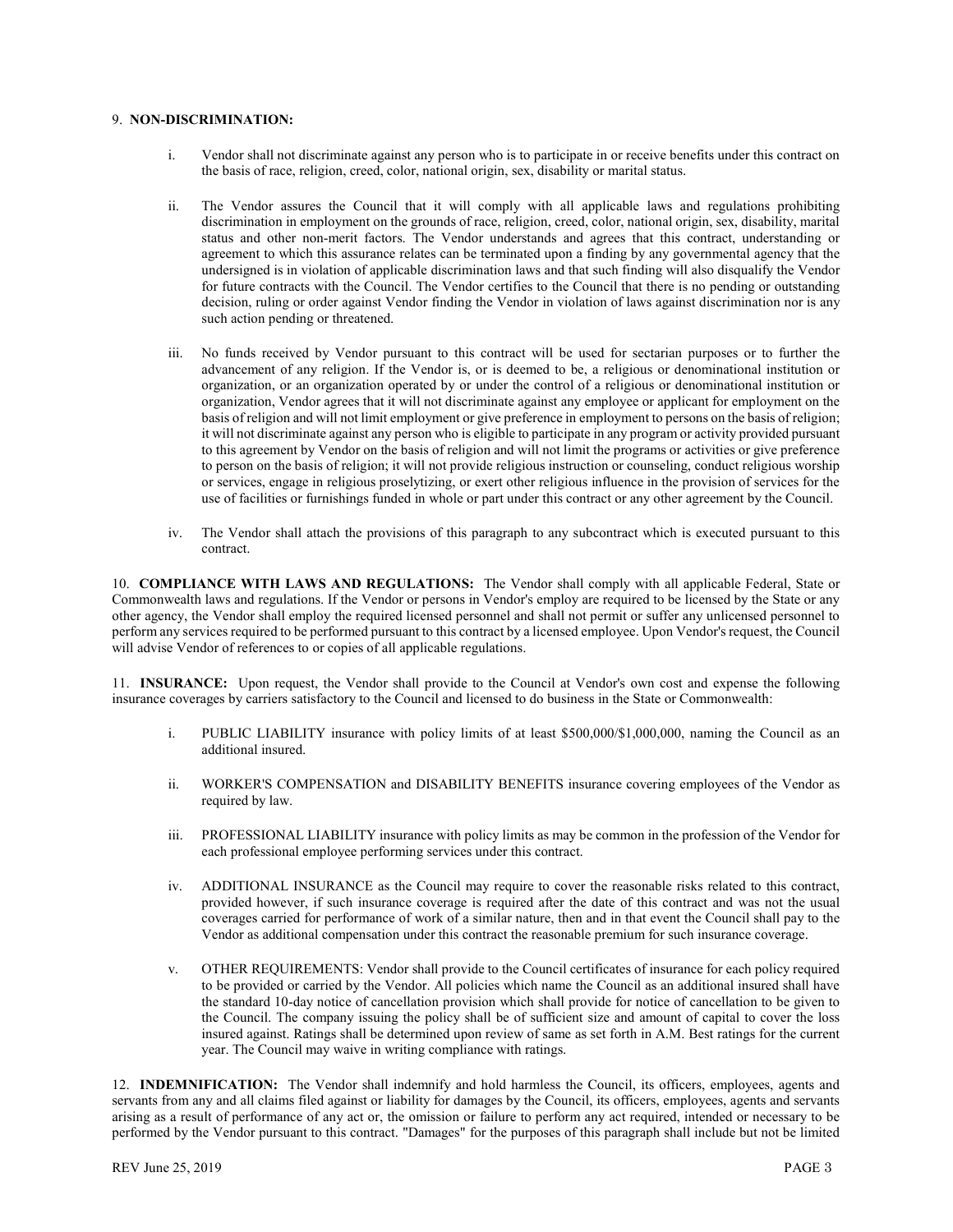9. **NON-DISCRIMINATION:**

i. Vendor shall not discriminate against any person who is to participate in or receive benefits under this contract on the basis of race, religion, creed, color, national origin, sex, disability or marital status.

ii. The Vendor assures the Council that it will comply with all applicable laws and regulations prohibiting discrimination in employment on the grounds of race, religion, creed, color, national origin, sex, disability, marital status and other non-merit factors. The Vendor understands and agrees that this contract, understanding or agreement to which this assurance relates can be terminated upon a finding by any governmental agency that the undersigned is in violation of applicable discrimination laws and that such finding will also disqualify the Vendor for future contracts with the Council. The Vendor certifies to the Council that there is no pending or outstanding decision, ruling or order against Vendor finding the Vendor in violation of laws against discrimination nor is any such action pending or threatened.

iii. No funds received by Vendor pursuant to this contract will be used for sectarian purposes or to further the advancement of any religion. If the Vendor is, or is deemed to be, a religious or denominational institution or organization, or an organization operated by or under the control of a religious or denominational institution or organization, Vendor agrees that it will not discriminate against any employee or applicant for employment on the basis of religion and will not limit employment or give preference in employment to persons on the basis of religion; it will not discriminate against any person who is eligible to participate in any program or activity provided pursuant to this agreement by Vendor on the basis of religion and will not limit the programs or activities or give preference to person on the basis of religion; it will not provide religious instruction or counseling, conduct religious worship or services, engage in religious proselytizing, or exert other religious influence in the provision of services for the use of facilities or furnishings funded in whole or part under this contract or any other agreement by the Council.

iv. The Vendor shall attach the provisions of this paragraph to any subcontract which is executed pursuant to this contract.

10. **COMPLIANCE WITH LAWS AND REGULATIONS:** The Vendor shall comply with all applicable Federal, State or Commonwealth laws and regulations. If the Vendor or persons in Vendor's employ are required to be licensed by the State or any other agency, the Vendor shall employ the required licensed personnel and shall not permit or suffer any unlicensed personnel to perform any services required to be performed pursuant to this contract by a licensed employee. Upon Vendor's request, the Council will advise Vendor of references to or copies of all applicable regulations.

11. **INSURANCE:** Upon request, the Vendor shall provide to the Council at Vendor's own cost and expense the following insurance coverages by carriers satisfactory to the Council and licensed to do business in the State or Commonwealth:

i. PUBLIC LIABILITY insurance with policy limits of at least $500,000/$1,000,000, naming the Council as an additional insured.

ii. WORKER'S COMPENSATION and DISABILITY BENEFITS insurance covering employees of the Vendor as required by law.

iii. PROFESSIONAL LIABILITY insurance with policy limits as may be common in the profession of the Vendor for each professional employee performing services under this contract.

iv. ADDITIONAL INSURANCE as the Council may require to cover the reasonable risks related to this contract, provided however, if such insurance coverage is required after the date of this contract and was not the usual coverages carried for performance of work of a similar nature, then and in that event the Council shall pay to the Vendor as additional compensation under this contract the reasonable premium for such insurance coverage.

v. OTHER REQUIREMENTS: Vendor shall provide to the Council certificates of insurance for each policy required to be provided or carried by the Vendor. All policies which name the Council as an additional insured shall have the standard 10-day notice of cancellation provision which shall provide for notice of cancellation to be given to the Council. The company issuing the policy shall be of sufficient size and amount of capital to cover the loss insured against. Ratings shall be determined upon review of same as set forth in A.M. Best ratings for the current year. The Council may waive in writing compliance with ratings.

12. **INDEMNIFICATION:** The Vendor shall indemnify and hold harmless the Council, its officers, employees, agents and servants from any and all claims filed against or liability for damages by the Council, its officers, employees, agents and servants arising as a result of performance of any act or, the omission or failure to perform any act required, intended or necessary to be performed by the Vendor pursuant to this contract. "Damages" for the purposes of this paragraph shall include but not be limited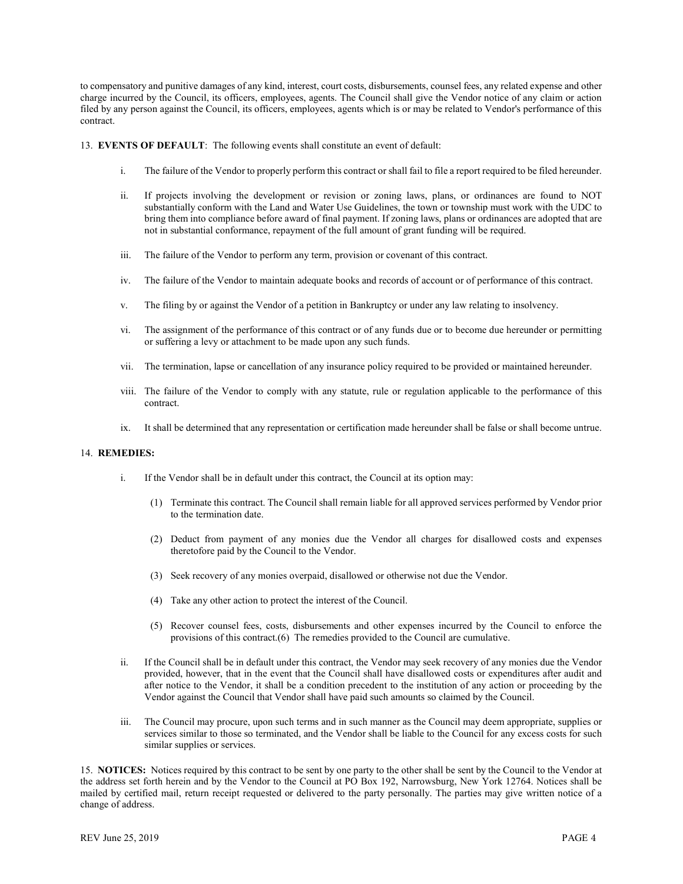to compensatory and punitive damages of any kind, interest, court costs, disbursements, counsel fees, any related expense and other charge incurred by the Council, its officers, employees, agents. The Council shall give the Vendor notice of any claim or action filed by any person against the Council, its officers, employees, agents which is or may be related to Vendor's performance of this contract.

13. **EVENTS OF DEFAULT**: The following events shall constitute an event of default:

   i. The failure of the Vendor to properly perform this contract or shall fail to file a report required to be filed hereunder.

   ii. If projects involving the development or revision or zoning laws, plans, or ordinances are found to NOT substantially conform with the Land and Water Use Guidelines, the town or township must work with the UDC to bring them into compliance before award of final payment. If zoning laws, plans or ordinances are adopted that are not in substantial conformance, repayment of the full amount of grant funding will be required.

   iii. The failure of the Vendor to perform any term, provision or covenant of this contract.

   iv. The failure of the Vendor to maintain adequate books and records of account or of performance of this contract.

   v. The filing by or against the Vendor of a petition in Bankruptcy or under any law relating to insolvency.

   vi. The assignment of the performance of this contract or of any funds due or to become due hereunder or permitting or suffering a levy or attachment to be made upon any such funds.

   vii. The termination, lapse or cancellation of any insurance policy required to be provided or maintained hereunder.

   viii. The failure of the Vendor to comply with any statute, rule or regulation applicable to the performance of this contract.

   ix. It shall be determined that any representation or certification made hereunder shall be false or shall become untrue.

14. **REMEDIES:**

   i. If the Vendor shall be in default under this contract, the Council at its option may:

      (1) Terminate this contract. The Council shall remain liable for all approved services performed by Vendor prior to the termination date.

      (2) Deduct from payment of any monies due the Vendor all charges for disallowed costs and expenses theretofore paid by the Council to the Vendor.

      (3) Seek recovery of any monies overpaid, disallowed or otherwise not due the Vendor.

      (4) Take any other action to protect the interest of the Council.

      (5) Recover counsel fees, costs, disbursements and other expenses incurred by the Council to enforce the provisions of this contract.(6) The remedies provided to the Council are cumulative.

   ii. If the Council shall be in default under this contract, the Vendor may seek recovery of any monies due the Vendor provided, however, that in the event that the Council shall have disallowed costs or expenditures after audit and after notice to the Vendor, it shall be a condition precedent to the institution of any action or proceeding by the Vendor against the Council that Vendor shall have paid such amounts so claimed by the Council.

   iii. The Council may procure, upon such terms and in such manner as the Council may deem appropriate, supplies or services similar to those so terminated, and the Vendor shall be liable to the Council for any excess costs for such similar supplies or services.

15. **NOTICES:** Notices required by this contract to be sent by one party to the other shall be sent by the Council to the Vendor at the address set forth herein and by the Vendor to the Council at PO Box 192, Narrowsburg, New York 12764. Notices shall be mailed by certified mail, return receipt requested or delivered to the party personally. The parties may give written notice of a change of address.

REV June 25, 2019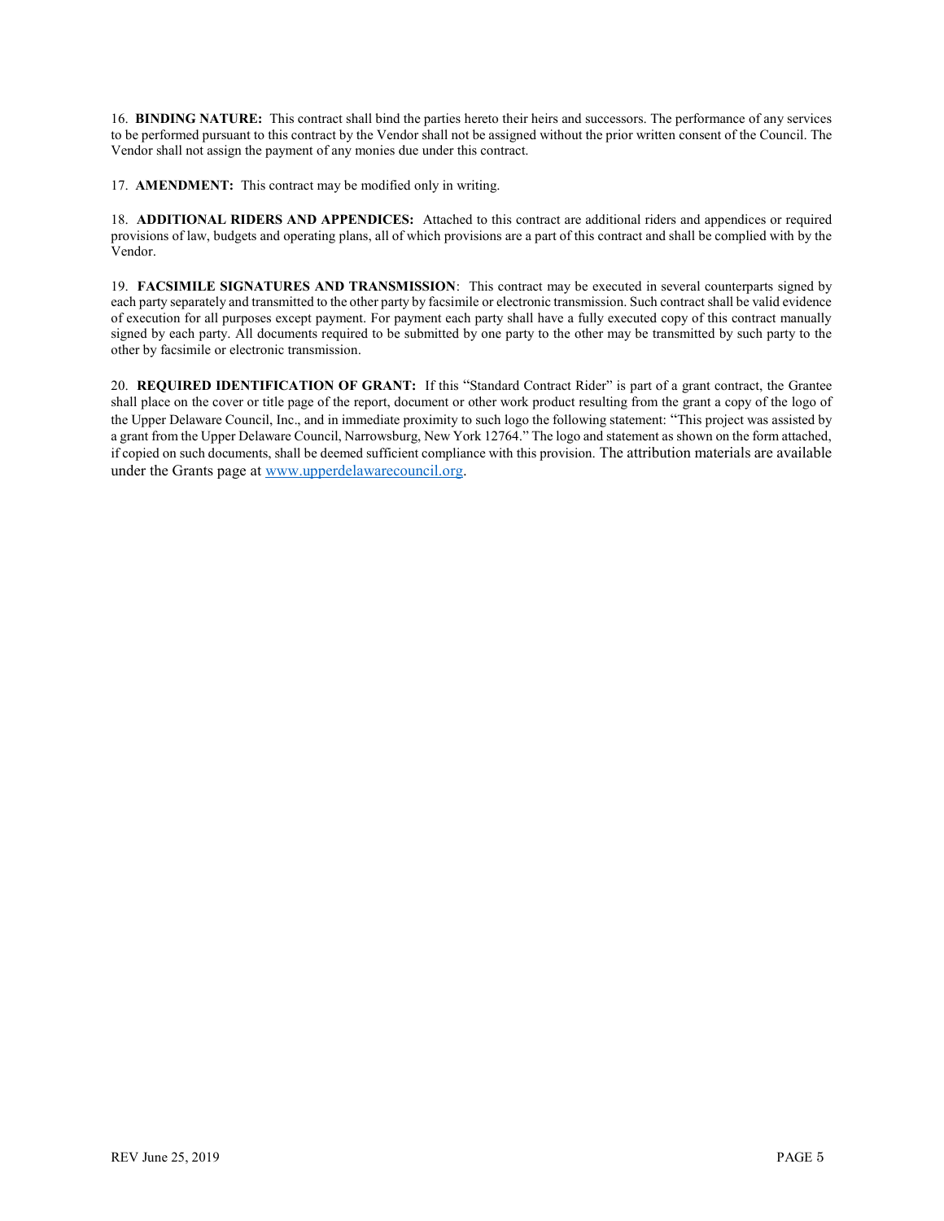16. **BINDING NATURE:** This contract shall bind the parties hereto their heirs and successors. The performance of any services to be performed pursuant to this contract by the Vendor shall not be assigned without the prior written consent of the Council. The Vendor shall not assign the payment of any monies due under this contract.

17. **AMENDMENT:** This contract may be modified only in writing.

18. **ADDITIONAL RIDERS AND APPENDICES:** Attached to this contract are additional riders and appendices or required provisions of law, budgets and operating plans, all of which provisions are a part of this contract and shall be complied with by the Vendor.

19. **FACSIMILE SIGNATURES AND TRANSMISSION**: This contract may be executed in several counterparts signed by each party separately and transmitted to the other party by facsimile or electronic transmission. Such contract shall be valid evidence of execution for all purposes except payment. For payment each party shall have a fully executed copy of this contract manually signed by each party. All documents required to be submitted by one party to the other may be transmitted by such party to the other by facsimile or electronic transmission.

20. **REQUIRED IDENTIFICATION OF GRANT:** If this "Standard Contract Rider" is part of a grant contract, the Grantee shall place on the cover or title page of the report, document or other work product resulting from the grant a copy of the logo of the Upper Delaware Council, Inc., and in immediate proximity to such logo the following statement: "This project was assisted by a grant from the Upper Delaware Council, Narrowsburg, New York 12764." The logo and statement as shown on the form attached, if copied on such documents, shall be deemed sufficient compliance with this provision. The attribution materials are available under the Grants page at www.upperdelawarecouncil.org.

REV June 25, 2019